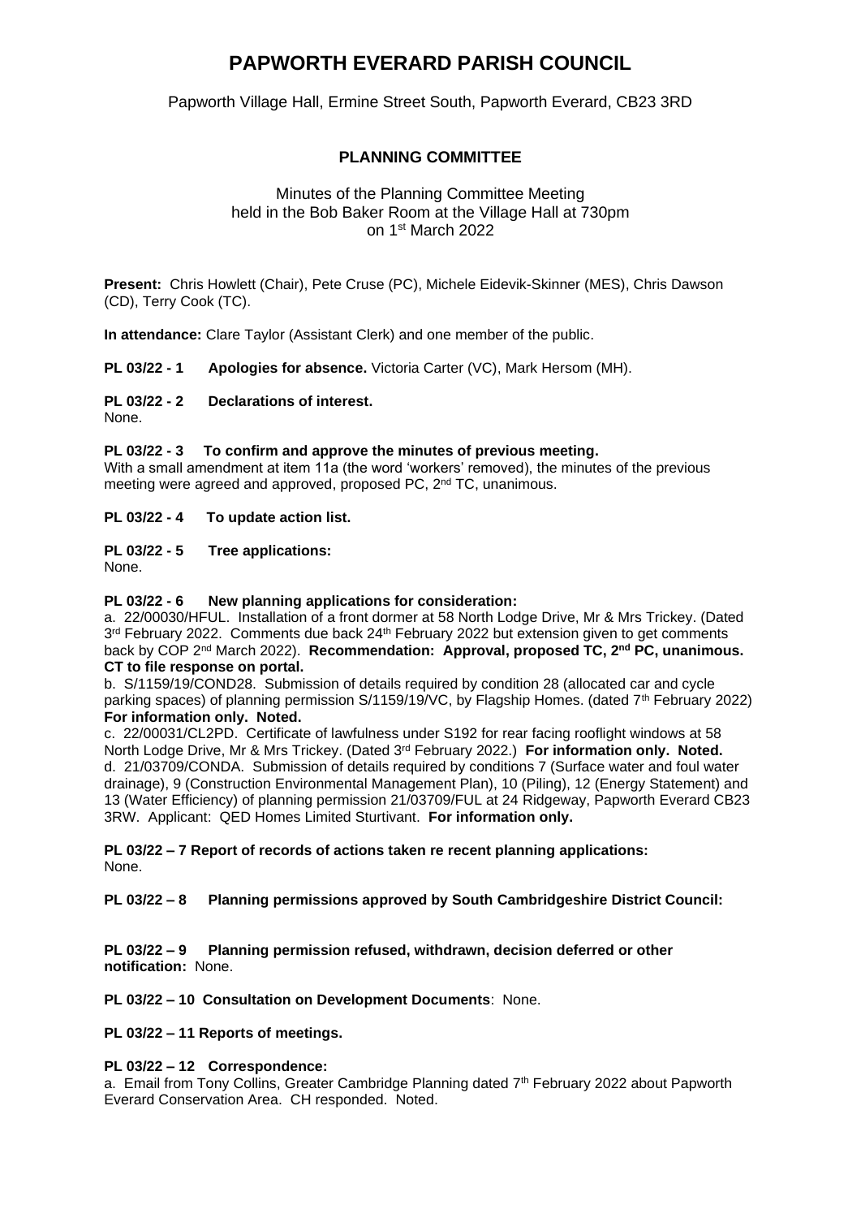# PAPWORTH EVERARD PARISH COUNCIL

Papworth Village Hall, Ermine Street South, Papworth Everard, CB23 3RD

## PLANNING COMMITTEE

Minutes of the Planning Committee Meeting held in the Bob Baker Room at the Village Hall at 730pm on 1st March 2022

**Present:** Chris Howlett (Chair), Pete Cruse (PC), Michele Eidevik-Skinner (MES), Chris Dawson (CD), Terry Cook (TC).

**In attendance:** Clare Taylor (Assistant Clerk) and one member of the public.

**PL 03/22 - 1 Apologies for absence.** Victoria Carter (VC), Mark Hersom (MH).

**PL 03/22 - 2 Declarations of interest.**
None.

**PL 03/22 - 3 To confirm and approve the minutes of previous meeting.**
With a small amendment at item 11a (the word 'workers' removed), the minutes of the previous meeting were agreed and approved, proposed PC, 2nd TC, unanimous.

**PL 03/22 - 4 To update action list.**

**PL 03/22 - 5 Tree applications:**
None.

**PL 03/22 - 6 New planning applications for consideration:**
a. 22/00030/HFUL. Installation of a front dormer at 58 North Lodge Drive, Mr & Mrs Trickey. (Dated 3rd February 2022. Comments due back 24th February 2022 but extension given to get comments back by COP 2nd March 2022). **Recommendation: Approval, proposed TC, 2nd PC, unanimous. CT to file response on portal.**
b. S/1159/19/COND28. Submission of details required by condition 28 (allocated car and cycle parking spaces) of planning permission S/1159/19/VC, by Flagship Homes. (dated 7th February 2022) **For information only. Noted.**
c. 22/00031/CL2PD. Certificate of lawfulness under S192 for rear facing rooflight windows at 58 North Lodge Drive, Mr & Mrs Trickey. (Dated 3rd February 2022.) **For information only. Noted.**
d. 21/03709/CONDA. Submission of details required by conditions 7 (Surface water and foul water drainage), 9 (Construction Environmental Management Plan), 10 (Piling), 12 (Energy Statement) and 13 (Water Efficiency) of planning permission 21/03709/FUL at 24 Ridgeway, Papworth Everard CB23 3RW. Applicant: QED Homes Limited Sturtivant. **For information only.**

**PL 03/22 – 7 Report of records of actions taken re recent planning applications:**
None.

**PL 03/22 – 8 Planning permissions approved by South Cambridgeshire District Council:**

**PL 03/22 – 9 Planning permission refused, withdrawn, decision deferred or other notification:** None.

**PL 03/22 – 10 Consultation on Development Documents**: None.

**PL 03/22 – 11 Reports of meetings.**

**PL 03/22 – 12 Correspondence:**
a. Email from Tony Collins, Greater Cambridge Planning dated 7th February 2022 about Papworth Everard Conservation Area. CH responded. Noted.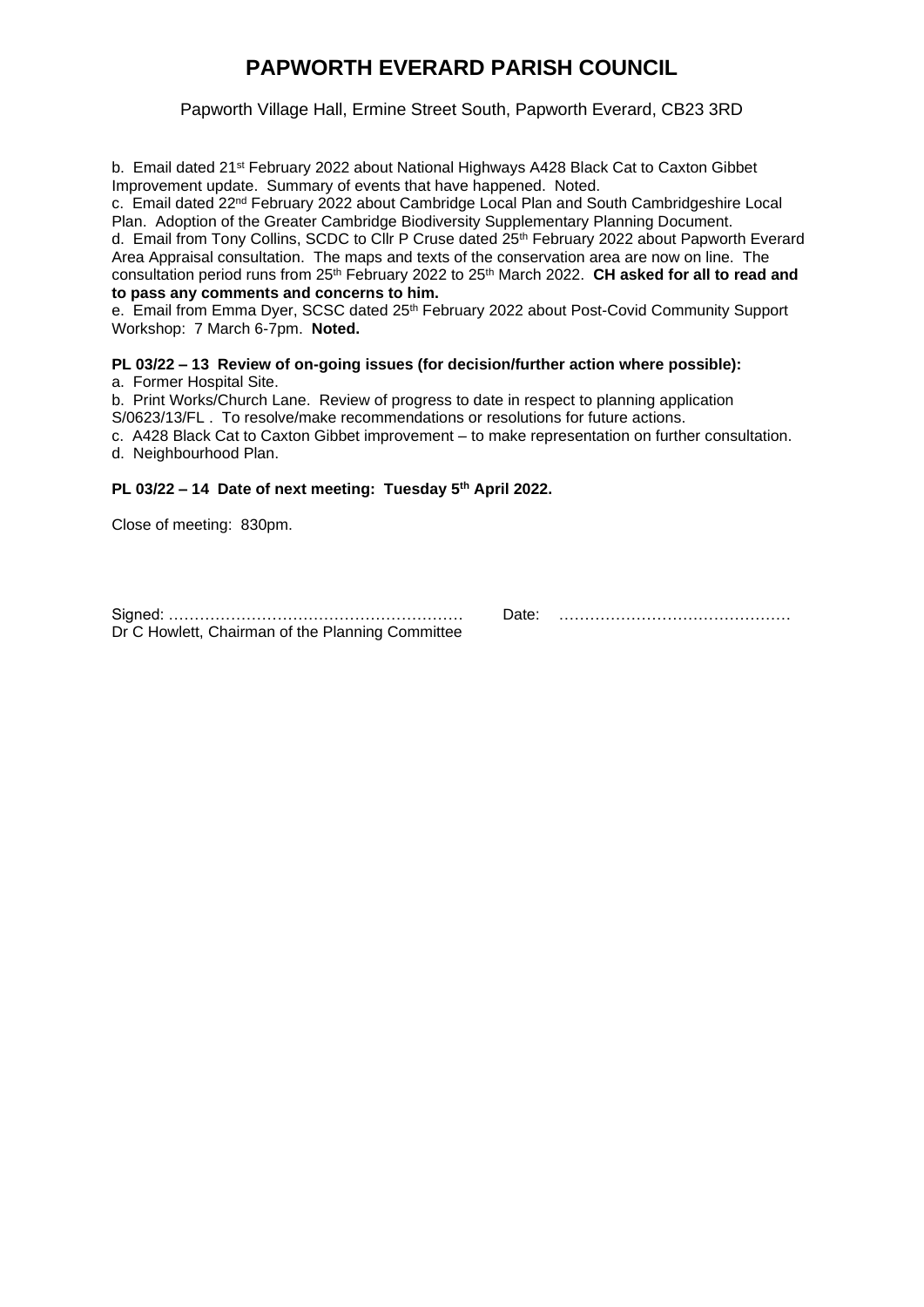# PAPWORTH EVERARD PARISH COUNCIL

Papworth Village Hall, Ermine Street South, Papworth Everard, CB23 3RD

b. Email dated 21st February 2022 about National Highways A428 Black Cat to Caxton Gibbet Improvement update. Summary of events that have happened. Noted.
c. Email dated 22nd February 2022 about Cambridge Local Plan and South Cambridgeshire Local Plan. Adoption of the Greater Cambridge Biodiversity Supplementary Planning Document.
d. Email from Tony Collins, SCDC to Cllr P Cruse dated 25th February 2022 about Papworth Everard Area Appraisal consultation. The maps and texts of the conservation area are now on line. The consultation period runs from 25th February 2022 to 25th March 2022. **CH asked for all to read and to pass any comments and concerns to him.**
e. Email from Emma Dyer, SCSC dated 25th February 2022 about Post-Covid Community Support Workshop: 7 March 6-7pm. **Noted.**

**PL 03/22 – 13 Review of on-going issues (for decision/further action where possible):**
a. Former Hospital Site.
b. Print Works/Church Lane. Review of progress to date in respect to planning application S/0623/13/FL . To resolve/make recommendations or resolutions for future actions.
c. A428 Black Cat to Caxton Gibbet improvement – to make representation on further consultation.
d. Neighbourhood Plan.

**PL 03/22 – 14 Date of next meeting: Tuesday 5th April 2022.**

Close of meeting: 830pm.

Signed: ……………………………………………… Date: ……………………………………
Dr C Howlett, Chairman of the Planning Committee